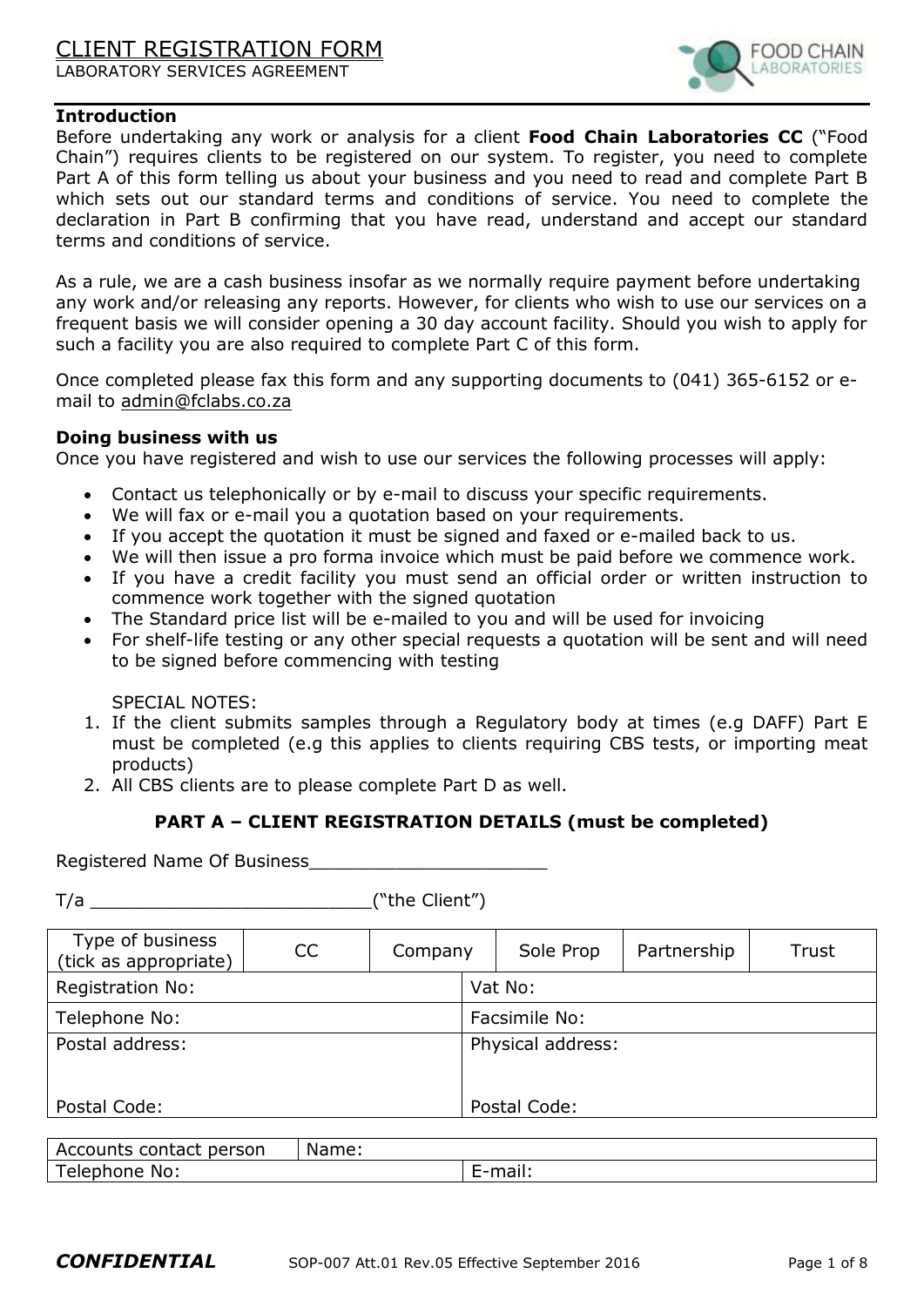# CLIENT REGISTRATION FORM

LABORATORY SERVICES AGREEMENT

**Introduction**

Before undertaking any work or analysis for a client **Food Chain Laboratories CC** ("Food Chain") requires clients to be registered on our system. To register, you need to complete Part A of this form telling us about your business and you need to read and complete Part B which sets out our standard terms and conditions of service. You need to complete the declaration in Part B confirming that you have read, understand and accept our standard terms and conditions of service.

As a rule, we are a cash business insofar as we normally require payment before undertaking any work and/or releasing any reports. However, for clients who wish to use our services on a frequent basis we will consider opening a 30 day account facility. Should you wish to apply for such a facility you are also required to complete Part C of this form.

Once completed please fax this form and any supporting documents to (041) 365-6152 or e-mail to admin@fclabs.co.za

**Doing business with us**

Once you have registered and wish to use our services the following processes will apply:

- Contact us telephonically or by e-mail to discuss your specific requirements.
- We will fax or e-mail you a quotation based on your requirements.
- If you accept the quotation it must be signed and faxed or e-mailed back to us.
- We will then issue a pro forma invoice which must be paid before we commence work.
- If you have a credit facility you must send an official order or written instruction to commence work together with the signed quotation
- The Standard price list will be e-mailed to you and will be used for invoicing
- For shelf-life testing or any other special requests a quotation will be sent and will need to be signed before commencing with testing

SPECIAL NOTES:

1. If the client submits samples through a Regulatory body at times (e.g DAFF) Part E must be completed (e.g this applies to clients requiring CBS tests, or importing meat products)
2. All CBS clients are to please complete Part D as well.

## PART A – CLIENT REGISTRATION DETAILS (must be completed)

Registered Name Of Business______________________

T/a _________________________("the Client")

| Type of business (tick as appropriate) | CC | Company | Sole Prop | Partnership | Trust |
|---|---|---|---|---|---|
| Registration No: | | | Vat No: | | |
| Telephone No: | | | Facsimile No: | | |
| Postal address:<br><br>Postal Code: | | | Physical address:<br><br>Postal Code: | | |

| Accounts contact person | Name: |
|---|---|
| Telephone No: | E-mail: |

***CONFIDENTIAL*** SOP-007 Att.01 Rev.05 Effective September 2016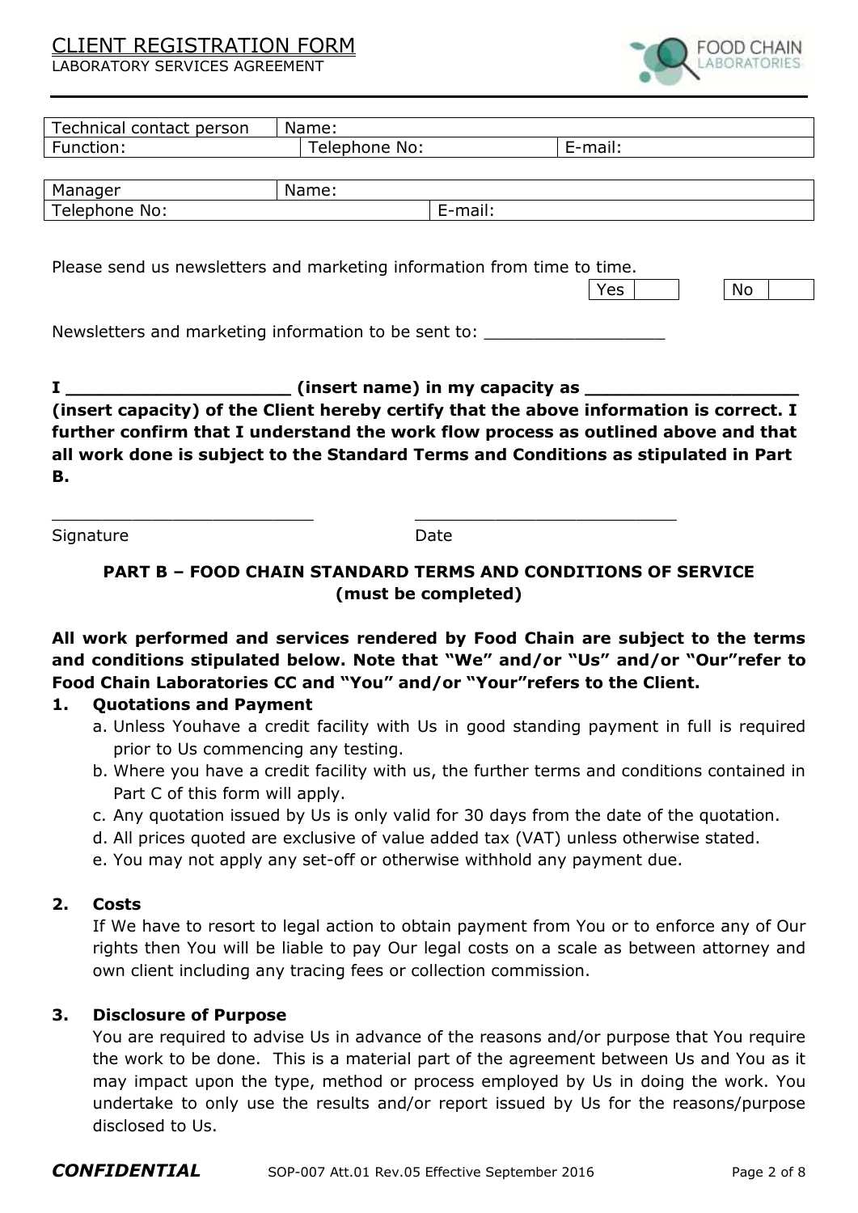| Technical contact person | Name: | |
|---|---|---|
| Function: | Telephone No: | E-mail: |

| Manager | Name: |
|---|---|
| Telephone No: | E-mail: |

Please send us newsletters and marketing information from time to time.

| Yes | | | No | |
|---|---|---|---|---|

Newsletters and marketing information to be sent to: ___________________

**I _____________________ (insert name) in my capacity as ____________________ (insert capacity) of the Client hereby certify that the above information is correct. I further confirm that I understand the work flow process as outlined above and that all work done is subject to the Standard Terms and Conditions as stipulated in Part B.**

___________________________ ___________________________

Signature Date

## PART B – FOOD CHAIN STANDARD TERMS AND CONDITIONS OF SERVICE (must be completed)

**All work performed and services rendered by Food Chain are subject to the terms and conditions stipulated below. Note that "We" and/or "Us" and/or "Our"refer to Food Chain Laboratories CC and "You" and/or "Your"refers to the Client.**

**1. Quotations and Payment**

a. Unless Youhave a credit facility with Us in good standing payment in full is required prior to Us commencing any testing.

b. Where you have a credit facility with us, the further terms and conditions contained in Part C of this form will apply.

c. Any quotation issued by Us is only valid for 30 days from the date of the quotation.

d. All prices quoted are exclusive of value added tax (VAT) unless otherwise stated.

e. You may not apply any set-off or otherwise withhold any payment due.

**2. Costs**

If We have to resort to legal action to obtain payment from You or to enforce any of Our rights then You will be liable to pay Our legal costs on a scale as between attorney and own client including any tracing fees or collection commission.

**3. Disclosure of Purpose**

You are required to advise Us in advance of the reasons and/or purpose that You require the work to be done. This is a material part of the agreement between Us and You as it may impact upon the type, method or process employed by Us in doing the work. You undertake to only use the results and/or report issued by Us for the reasons/purpose disclosed to Us.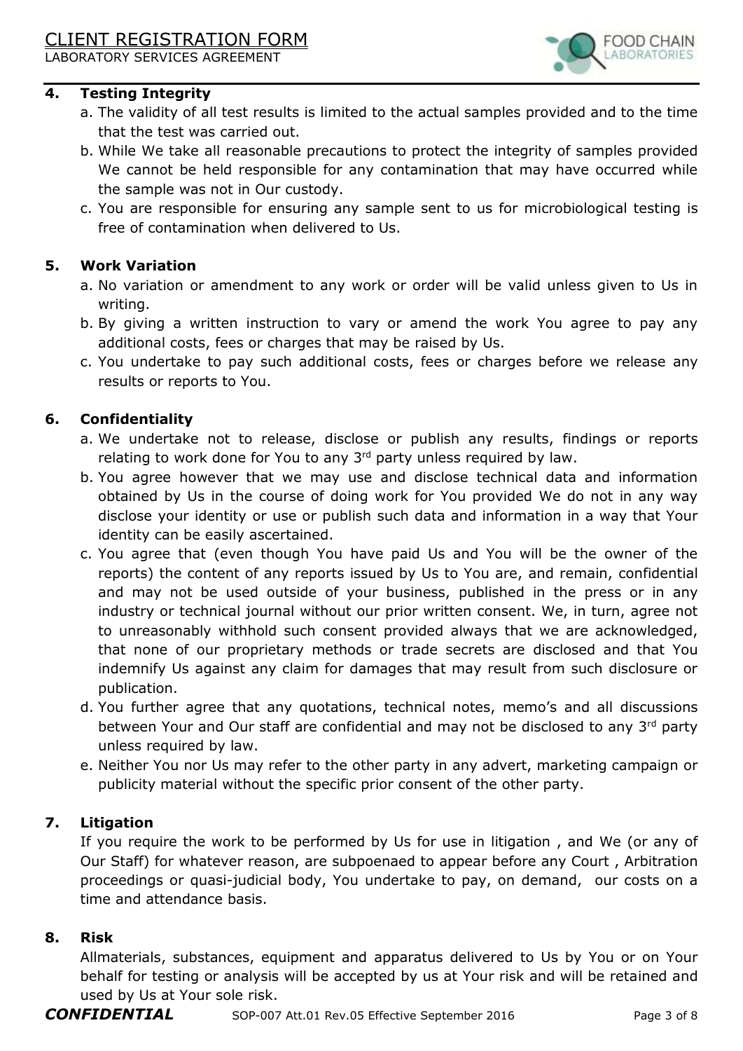## 4. Testing Integrity

a. The validity of all test results is limited to the actual samples provided and to the time that the test was carried out.

b. While We take all reasonable precautions to protect the integrity of samples provided We cannot be held responsible for any contamination that may have occurred while the sample was not in Our custody.

c. You are responsible for ensuring any sample sent to us for microbiological testing is free of contamination when delivered to Us.

## 5. Work Variation

a. No variation or amendment to any work or order will be valid unless given to Us in writing.

b. By giving a written instruction to vary or amend the work You agree to pay any additional costs, fees or charges that may be raised by Us.

c. You undertake to pay such additional costs, fees or charges before we release any results or reports to You.

## 6. Confidentiality

a. We undertake not to release, disclose or publish any results, findings or reports relating to work done for You to any 3rd party unless required by law.

b. You agree however that we may use and disclose technical data and information obtained by Us in the course of doing work for You provided We do not in any way disclose your identity or use or publish such data and information in a way that Your identity can be easily ascertained.

c. You agree that (even though You have paid Us and You will be the owner of the reports) the content of any reports issued by Us to You are, and remain, confidential and may not be used outside of your business, published in the press or in any industry or technical journal without our prior written consent. We, in turn, agree not to unreasonably withhold such consent provided always that we are acknowledged, that none of our proprietary methods or trade secrets are disclosed and that You indemnify Us against any claim for damages that may result from such disclosure or publication.

d. You further agree that any quotations, technical notes, memo's and all discussions between Your and Our staff are confidential and may not be disclosed to any 3rd party unless required by law.

e. Neither You nor Us may refer to the other party in any advert, marketing campaign or publicity material without the specific prior consent of the other party.

## 7. Litigation

If you require the work to be performed by Us for use in litigation , and We (or any of Our Staff) for whatever reason, are subpoenaed to appear before any Court , Arbitration proceedings or quasi-judicial body, You undertake to pay, on demand, our costs on a time and attendance basis.

## 8. Risk

Allmaterials, substances, equipment and apparatus delivered to Us by You or on Your behalf for testing or analysis will be accepted by us at Your risk and will be retained and used by Us at Your sole risk.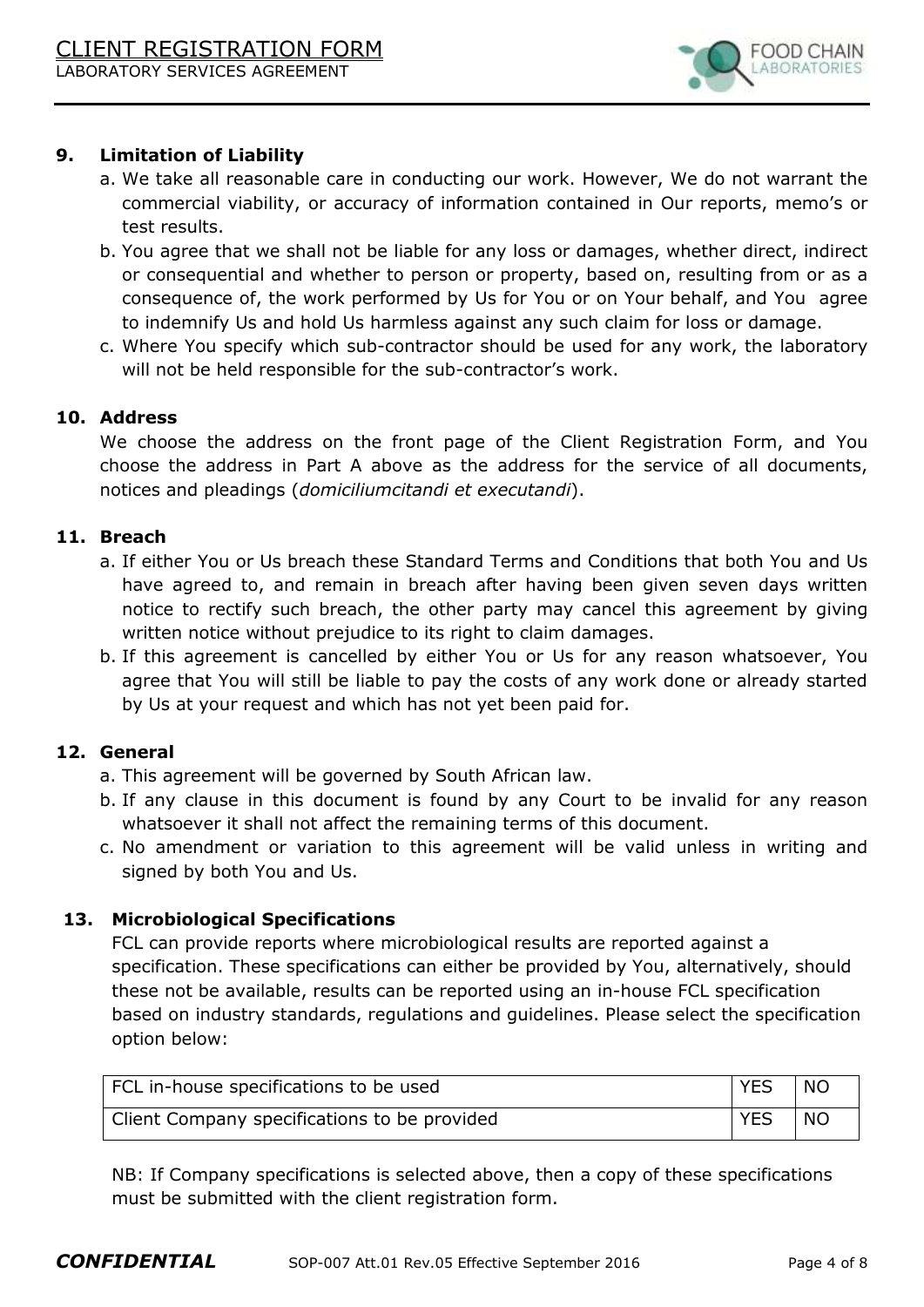## 9. Limitation of Liability

a. We take all reasonable care in conducting our work. However, We do not warrant the commercial viability, or accuracy of information contained in Our reports, memo's or test results.

b. You agree that we shall not be liable for any loss or damages, whether direct, indirect or consequential and whether to person or property, based on, resulting from or as a consequence of, the work performed by Us for You or on Your behalf, and You agree to indemnify Us and hold Us harmless against any such claim for loss or damage.

c. Where You specify which sub-contractor should be used for any work, the laboratory will not be held responsible for the sub-contractor's work.

## 10. Address

We choose the address on the front page of the Client Registration Form, and You choose the address in Part A above as the address for the service of all documents, notices and pleadings (*domiciliumcitandi et executandi*).

## 11. Breach

a. If either You or Us breach these Standard Terms and Conditions that both You and Us have agreed to, and remain in breach after having been given seven days written notice to rectify such breach, the other party may cancel this agreement by giving written notice without prejudice to its right to claim damages.

b. If this agreement is cancelled by either You or Us for any reason whatsoever, You agree that You will still be liable to pay the costs of any work done or already started by Us at your request and which has not yet been paid for.

## 12. General

a. This agreement will be governed by South African law.

b. If any clause in this document is found by any Court to be invalid for any reason whatsoever it shall not affect the remaining terms of this document.

c. No amendment or variation to this agreement will be valid unless in writing and signed by both You and Us.

## 13. Microbiological Specifications

FCL can provide reports where microbiological results are reported against a specification. These specifications can either be provided by You, alternatively, should these not be available, results can be reported using an in-house FCL specification based on industry standards, regulations and guidelines. Please select the specification option below:

| | | |
|---|---|---|
| FCL in-house specifications to be used | YES | NO |
| Client Company specifications to be provided | YES | NO |

NB: If Company specifications is selected above, then a copy of these specifications must be submitted with the client registration form.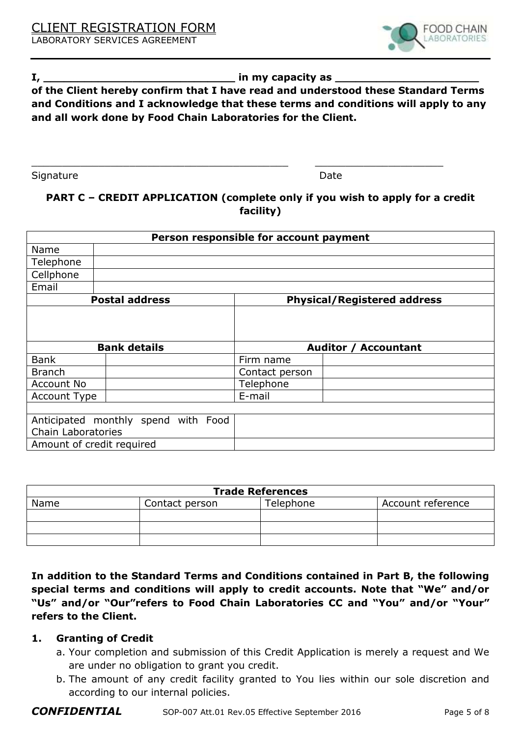**I, \_\_\_\_\_\_\_\_\_\_\_\_\_\_\_\_\_\_\_\_\_\_\_\_\_\_\_\_\_\_ in my capacity as \_\_\_\_\_\_\_\_\_\_\_\_\_\_\_\_\_\_\_\_\_\_ of the Client hereby confirm that I have read and understood these Standard Terms and Conditions and I acknowledge that these terms and conditions will apply to any and all work done by Food Chain Laboratories for the Client.**

\_\_\_\_\_\_\_\_\_\_\_\_\_\_\_\_\_\_\_\_\_\_\_\_\_\_\_\_\_\_\_\_\_\_\_\_\_\_\_\_\_\_ \_\_\_\_\_\_\_\_\_\_\_\_\_\_\_\_\_\_\_\_\_\_

Signature Date

## PART C – CREDIT APPLICATION (complete only if you wish to apply for a credit facility)

| Person responsible for account payment | | | |
|---|---|---|---|
| Name | | | |
| Telephone | | | |
| Cellphone | | | |
| Email | | | |
| **Postal address** | | **Physical/Registered address** | |
| | | | |
| **Bank details** | | **Auditor / Accountant** | |
| Bank | | Firm name | |
| Branch | | Contact person | |
| Account No | | Telephone | |
| Account Type | | E-mail | |
| | | | |
| Anticipated monthly spend with Food Chain Laboratories | | | |
| Amount of credit required | | | |

| Trade References | | | |
|---|---|---|---|
| Name | Contact person | Telephone | Account reference |
| | | | |
| | | | |
| | | | |

**In addition to the Standard Terms and Conditions contained in Part B, the following special terms and conditions will apply to credit accounts. Note that "We" and/or "Us" and/or "Our"refers to Food Chain Laboratories CC and "You" and/or "Your" refers to the Client.**

**1. Granting of Credit**

a. Your completion and submission of this Credit Application is merely a request and We are under no obligation to grant you credit.

b. The amount of any credit facility granted to You lies within our sole discretion and according to our internal policies.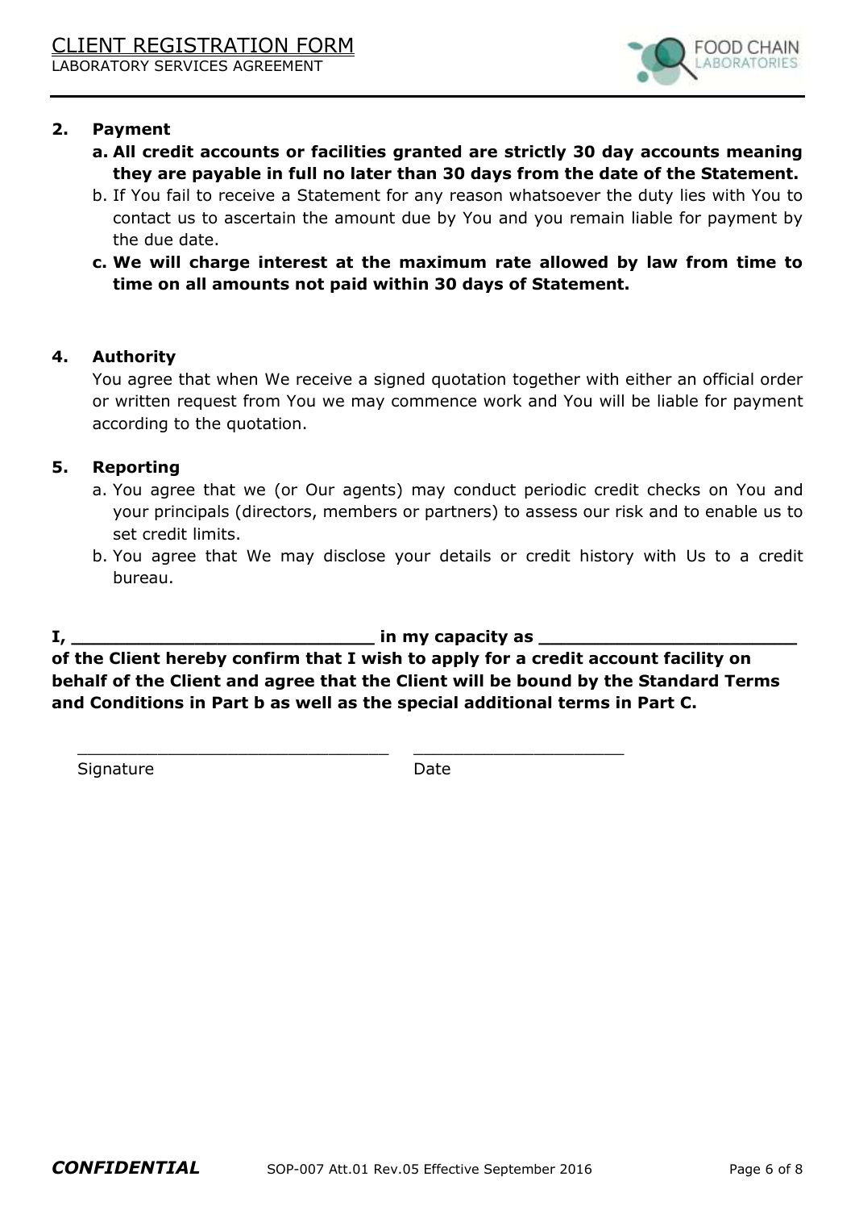## 2. Payment

a. **All credit accounts or facilities granted are strictly 30 day accounts meaning they are payable in full no later than 30 days from the date of the Statement.**

b. If You fail to receive a Statement for any reason whatsoever the duty lies with You to contact us to ascertain the amount due by You and you remain liable for payment by the due date.

c. **We will charge interest at the maximum rate allowed by law from time to time on all amounts not paid within 30 days of Statement.**

## 4. Authority

You agree that when We receive a signed quotation together with either an official order or written request from You we may commence work and You will be liable for payment according to the quotation.

## 5. Reporting

a. You agree that we (or Our agents) may conduct periodic credit checks on You and your principals (directors, members or partners) to assess our risk and to enable us to set credit limits.

b. You agree that We may disclose your details or credit history with Us to a credit bureau.

**I, _____________________________ in my capacity as ________________________ of the Client hereby confirm that I wish to apply for a credit account facility on behalf of the Client and agree that the Client will be bound by the Standard Terms and Conditions in Part b as well as the special additional terms in Part C.**

_______________________________ _____________________

Signature Date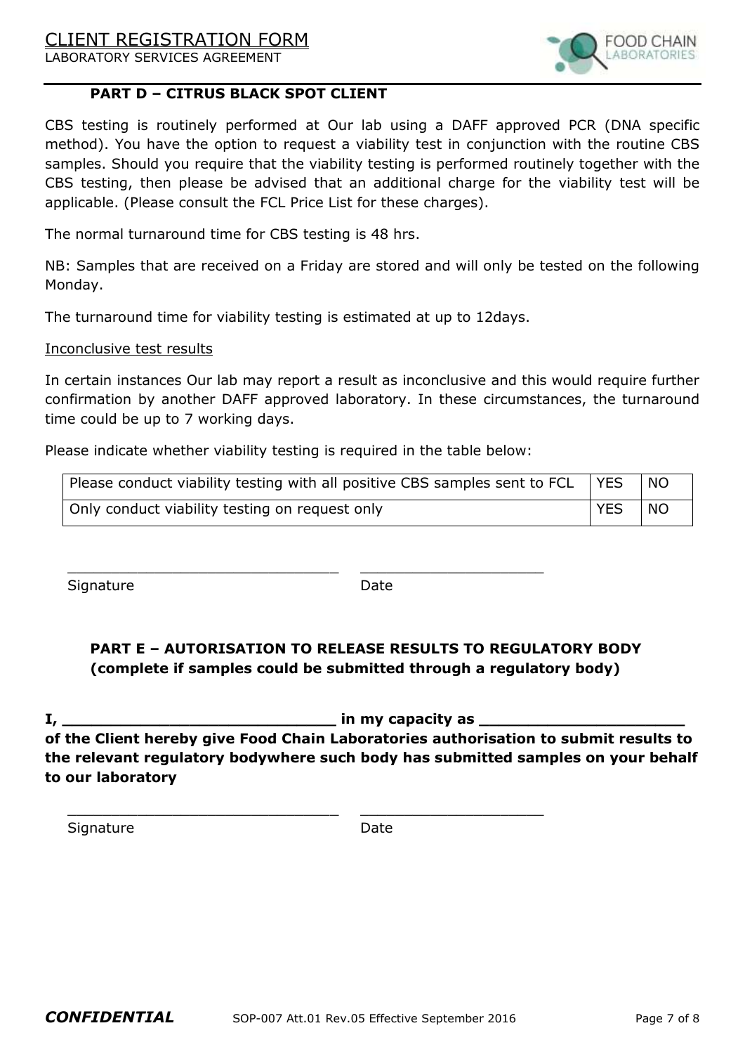### PART D – CITRUS BLACK SPOT CLIENT

CBS testing is routinely performed at Our lab using a DAFF approved PCR (DNA specific method). You have the option to request a viability test in conjunction with the routine CBS samples. Should you require that the viability testing is performed routinely together with the CBS testing, then please be advised that an additional charge for the viability test will be applicable. (Please consult the FCL Price List for these charges).

The normal turnaround time for CBS testing is 48 hrs.

NB: Samples that are received on a Friday are stored and will only be tested on the following Monday.

The turnaround time for viability testing is estimated at up to 12days.

Inconclusive test results

In certain instances Our lab may report a result as inconclusive and this would require further confirmation by another DAFF approved laboratory. In these circumstances, the turnaround time could be up to 7 working days.

Please indicate whether viability testing is required in the table below:

| | | |
|---|---|---|
| Please conduct viability testing with all positive CBS samples sent to FCL | YES | NO |
| Only conduct viability testing on request only | YES | NO |

_______________________________ _____________________

Signature Date

### PART E – AUTORISATION TO RELEASE RESULTS TO REGULATORY BODY (complete if samples could be submitted through a regulatory body)

**I, _____________________________ in my capacity as _____________________ of the Client hereby give Food Chain Laboratories authorisation to submit results to the relevant regulatory bodywhere such body has submitted samples on your behalf to our laboratory**

_______________________________ _____________________

Signature Date

***CONFIDENTIAL*** SOP-007 Att.01 Rev.05 Effective September 2016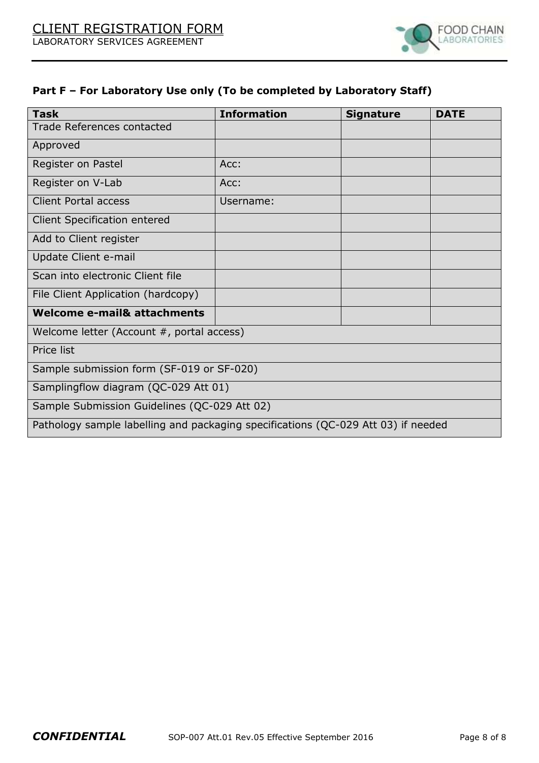## Part F – For Laboratory Use only (To be completed by Laboratory Staff)

| Task | Information | Signature | DATE |
|---|---|---|---|
| Trade References contacted | | | |
| Approved | | | |
| Register on Pastel | Acc: | | |
| Register on V-Lab | Acc: | | |
| Client Portal access | Username: | | |
| Client Specification entered | | | |
| Add to Client register | | | |
| Update Client e-mail | | | |
| Scan into electronic Client file | | | |
| File Client Application (hardcopy) | | | |
| **Welcome e-mail& attachments** | | | |
| Welcome letter (Account #, portal access) | | | |
| Price list | | | |
| Sample submission form (SF-019 or SF-020) | | | |
| Samplingflow diagram (QC-029 Att 01) | | | |
| Sample Submission Guidelines (QC-029 Att 02) | | | |
| Pathology sample labelling and packaging specifications (QC-029 Att 03) if needed | | | |